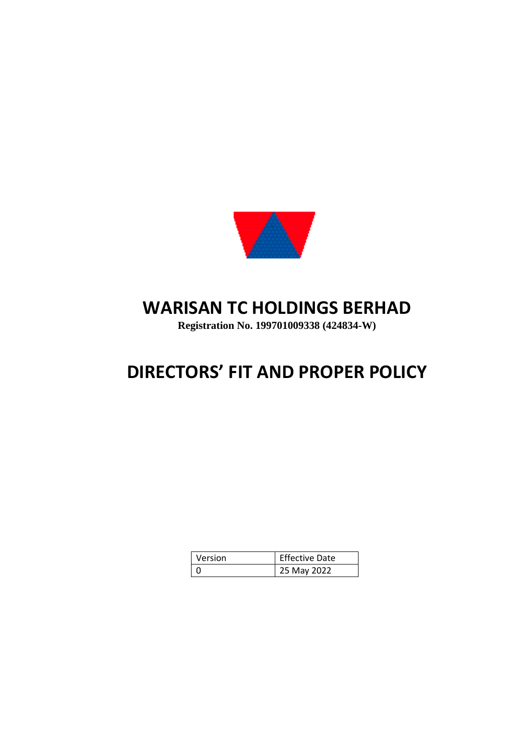# WARISAN TC HOLDINGS BERHAD

**Registration No. 199701009338 (424834-W)**

# DIRECTORS' FIT AND PROPER POLICY

| Version | Effective Date |
| --- | --- |
| 0 | 25 May 2022 |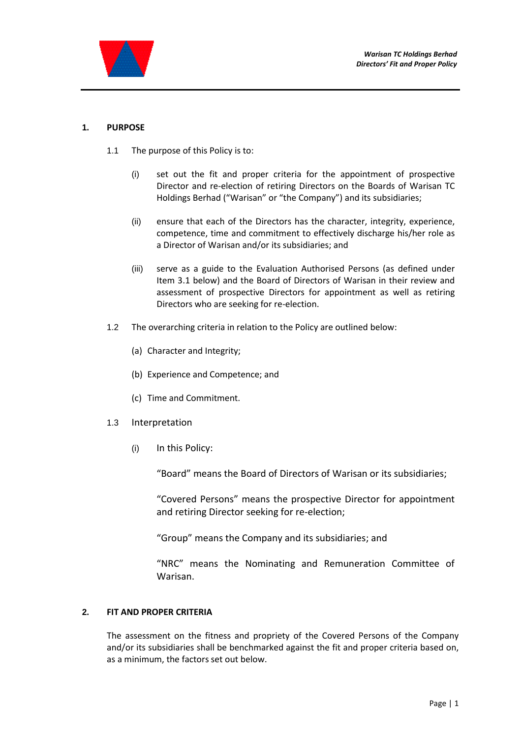## 1. PURPOSE

1.1 The purpose of this Policy is to:

(i) set out the fit and proper criteria for the appointment of prospective Director and re-election of retiring Directors on the Boards of Warisan TC Holdings Berhad ("Warisan" or "the Company") and its subsidiaries;

(ii) ensure that each of the Directors has the character, integrity, experience, competence, time and commitment to effectively discharge his/her role as a Director of Warisan and/or its subsidiaries; and

(iii) serve as a guide to the Evaluation Authorised Persons (as defined under Item 3.1 below) and the Board of Directors of Warisan in their review and assessment of prospective Directors for appointment as well as retiring Directors who are seeking for re-election.

1.2 The overarching criteria in relation to the Policy are outlined below:

(a) Character and Integrity;

(b) Experience and Competence; and

(c) Time and Commitment.

1.3 Interpretation

(i) In this Policy:

"Board" means the Board of Directors of Warisan or its subsidiaries;

"Covered Persons" means the prospective Director for appointment and retiring Director seeking for re-election;

"Group" means the Company and its subsidiaries; and

"NRC" means the Nominating and Remuneration Committee of Warisan.

## 2. FIT AND PROPER CRITERIA

The assessment on the fitness and propriety of the Covered Persons of the Company and/or its subsidiaries shall be benchmarked against the fit and proper criteria based on, as a minimum, the factors set out below.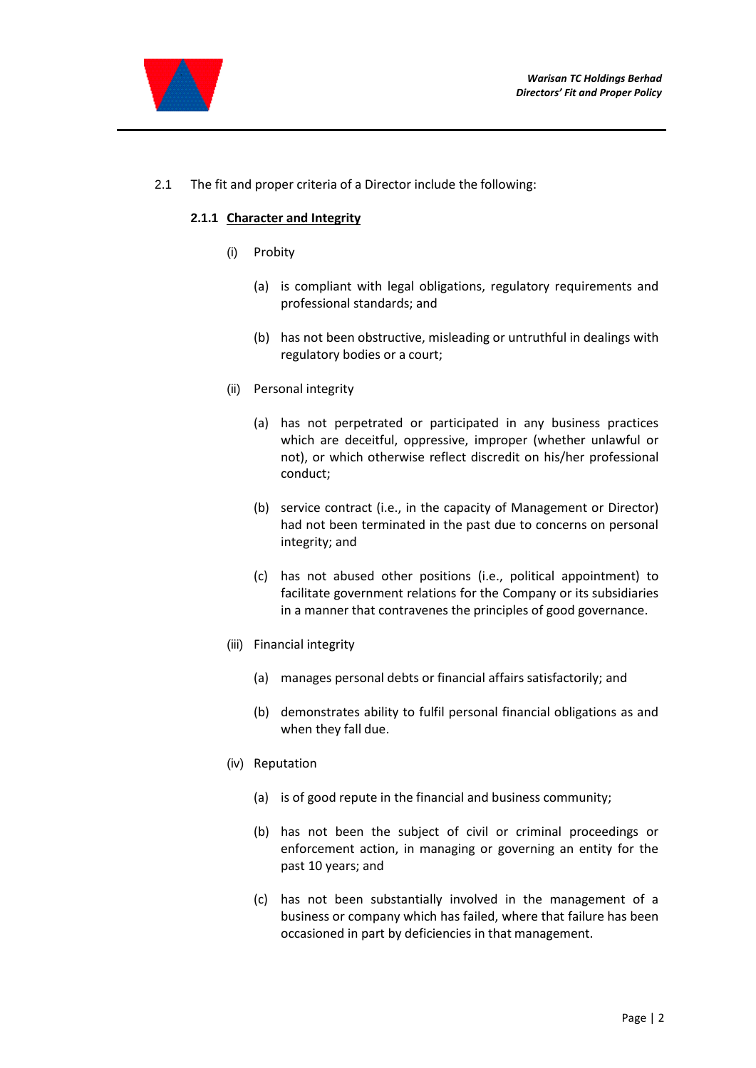2.1 The fit and proper criteria of a Director include the following:

**2.1.1 Character and Integrity**

(i) Probity

(a) is compliant with legal obligations, regulatory requirements and professional standards; and

(b) has not been obstructive, misleading or untruthful in dealings with regulatory bodies or a court;

(ii) Personal integrity

(a) has not perpetrated or participated in any business practices which are deceitful, oppressive, improper (whether unlawful or not), or which otherwise reflect discredit on his/her professional conduct;

(b) service contract (i.e., in the capacity of Management or Director) had not been terminated in the past due to concerns on personal integrity; and

(c) has not abused other positions (i.e., political appointment) to facilitate government relations for the Company or its subsidiaries in a manner that contravenes the principles of good governance.

(iii) Financial integrity

(a) manages personal debts or financial affairs satisfactorily; and

(b) demonstrates ability to fulfil personal financial obligations as and when they fall due.

(iv) Reputation

(a) is of good repute in the financial and business community;

(b) has not been the subject of civil or criminal proceedings or enforcement action, in managing or governing an entity for the past 10 years; and

(c) has not been substantially involved in the management of a business or company which has failed, where that failure has been occasioned in part by deficiencies in that management.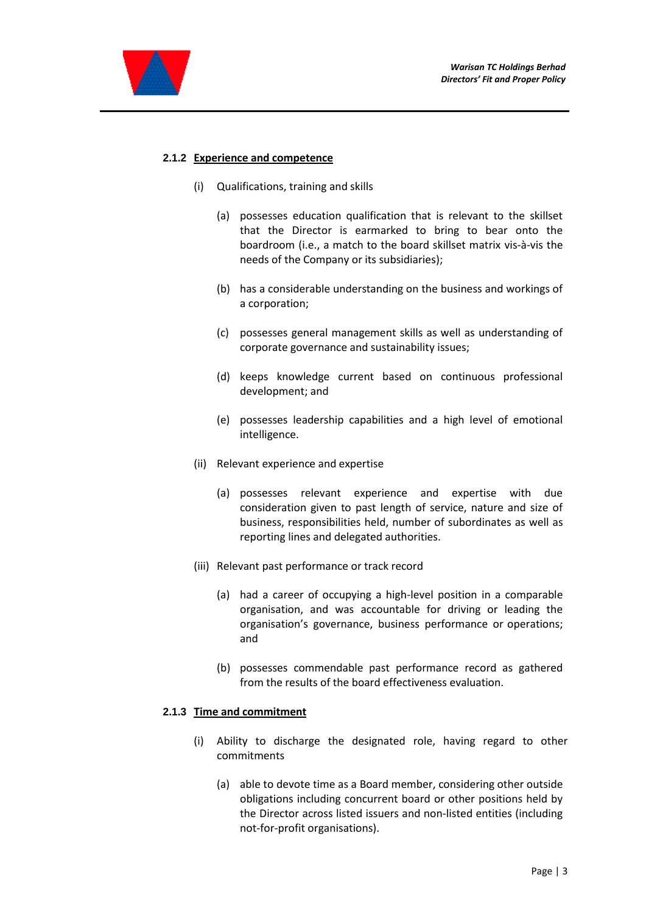#### 2.1.2 <u>Experience and competence</u>

(i) Qualifications, training and skills

(a) possesses education qualification that is relevant to the skillset that the Director is earmarked to bring to bear onto the boardroom (i.e., a match to the board skillset matrix vis-à-vis the needs of the Company or its subsidiaries);

(b) has a considerable understanding on the business and workings of a corporation;

(c) possesses general management skills as well as understanding of corporate governance and sustainability issues;

(d) keeps knowledge current based on continuous professional development; and

(e) possesses leadership capabilities and a high level of emotional intelligence.

(ii) Relevant experience and expertise

(a) possesses relevant experience and expertise with due consideration given to past length of service, nature and size of business, responsibilities held, number of subordinates as well as reporting lines and delegated authorities.

(iii) Relevant past performance or track record

(a) had a career of occupying a high-level position in a comparable organisation, and was accountable for driving or leading the organisation's governance, business performance or operations; and

(b) possesses commendable past performance record as gathered from the results of the board effectiveness evaluation.

#### 2.1.3 <u>Time and commitment</u>

(i) Ability to discharge the designated role, having regard to other commitments

(a) able to devote time as a Board member, considering other outside obligations including concurrent board or other positions held by the Director across listed issuers and non-listed entities (including not-for-profit organisations).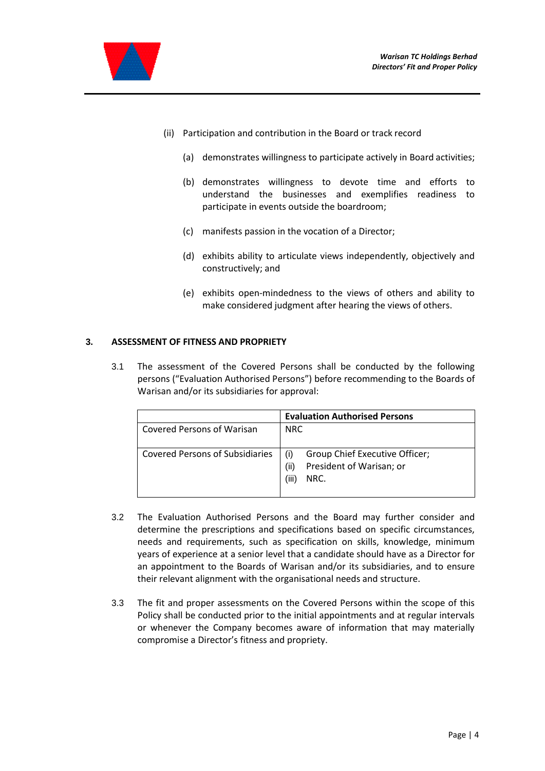(ii) Participation and contribution in the Board or track record

   (a) demonstrates willingness to participate actively in Board activities;

   (b) demonstrates willingness to devote time and efforts to understand the businesses and exemplifies readiness to participate in events outside the boardroom;

   (c) manifests passion in the vocation of a Director;

   (d) exhibits ability to articulate views independently, objectively and constructively; and

   (e) exhibits open-mindedness to the views of others and ability to make considered judgment after hearing the views of others.

## 3. ASSESSMENT OF FITNESS AND PROPRIETY

3.1 The assessment of the Covered Persons shall be conducted by the following persons ("Evaluation Authorised Persons") before recommending to the Boards of Warisan and/or its subsidiaries for approval:

| | **Evaluation Authorised Persons** |
|---|---|
| Covered Persons of Warisan | NRC |
| Covered Persons of Subsidiaries | (i) Group Chief Executive Officer; (ii) President of Warisan; or (iii) NRC. |

3.2 The Evaluation Authorised Persons and the Board may further consider and determine the prescriptions and specifications based on specific circumstances, needs and requirements, such as specification on skills, knowledge, minimum years of experience at a senior level that a candidate should have as a Director for an appointment to the Boards of Warisan and/or its subsidiaries, and to ensure their relevant alignment with the organisational needs and structure.

3.3 The fit and proper assessments on the Covered Persons within the scope of this Policy shall be conducted prior to the initial appointments and at regular intervals or whenever the Company becomes aware of information that may materially compromise a Director's fitness and propriety.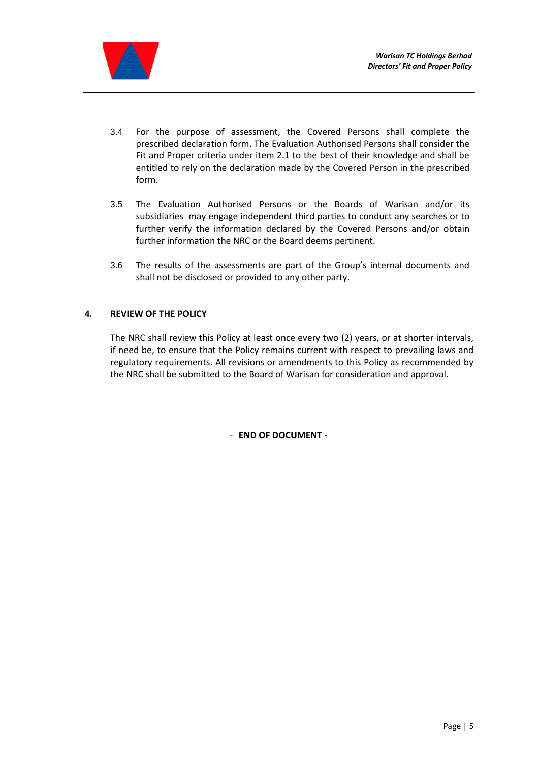3.4 For the purpose of assessment, the Covered Persons shall complete the prescribed declaration form. The Evaluation Authorised Persons shall consider the Fit and Proper criteria under item 2.1 to the best of their knowledge and shall be entitled to rely on the declaration made by the Covered Person in the prescribed form.

3.5 The Evaluation Authorised Persons or the Boards of Warisan and/or its subsidiaries may engage independent third parties to conduct any searches or to further verify the information declared by the Covered Persons and/or obtain further information the NRC or the Board deems pertinent.

3.6 The results of the assessments are part of the Group's internal documents and shall not be disclosed or provided to any other party.

## 4. REVIEW OF THE POLICY

The NRC shall review this Policy at least once every two (2) years, or at shorter intervals, if need be, to ensure that the Policy remains current with respect to prevailing laws and regulatory requirements. All revisions or amendments to this Policy as recommended by the NRC shall be submitted to the Board of Warisan for consideration and approval.

- **END OF DOCUMENT -**